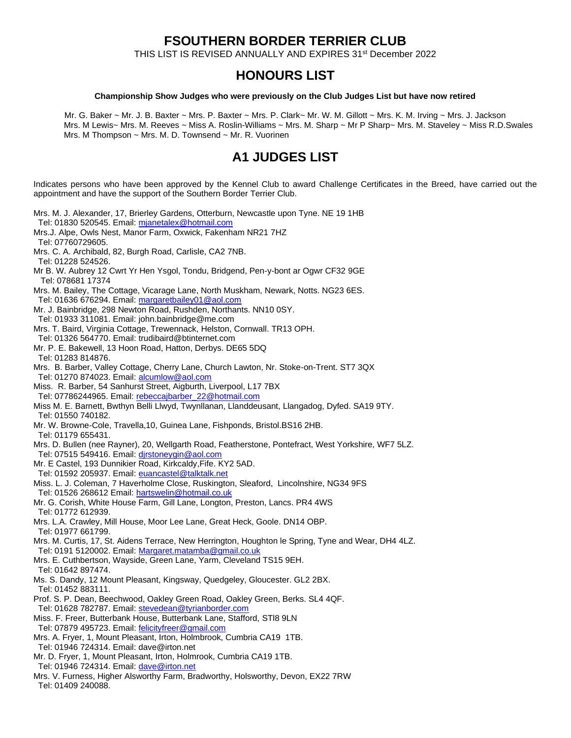# FSOUTHERN BORDER TERRIER CLUB

THIS LIST IS REVISED ANNUALLY AND EXPIRES 31st December 2022

## HONOURS LIST

**Championship Show Judges who were previously on the Club Judges List but have now retired**

Mr. G. Baker ~ Mr. J. B. Baxter ~ Mrs. P. Baxter ~ Mrs. P. Clark~ Mr. W. M. Gillott ~ Mrs. K. M. Irving ~ Mrs. J. Jackson
Mrs. M Lewis~ Mrs. M. Reeves ~ Miss A. Roslin-Williams ~ Mrs. M. Sharp ~ Mr P Sharp~ Mrs. M. Staveley ~ Miss R.D.Swales
Mrs. M Thompson ~ Mrs. M. D. Townsend ~ Mr. R. Vuorinen

## A1 JUDGES LIST

Indicates persons who have been approved by the Kennel Club to award Challenge Certificates in the Breed, have carried out the appointment and have the support of the Southern Border Terrier Club.

Mrs. M. J. Alexander, 17, Brierley Gardens, Otterburn, Newcastle upon Tyne. NE 19 1HB
Tel: 01830 520545. Email: mjanetalex@hotmail.com

Mrs.J. Alpe, Owls Nest, Manor Farm, Oxwick, Fakenham NR21 7HZ
Tel: 07760729605.

Mrs. C. A. Archibald, 82, Burgh Road, Carlisle, CA2 7NB.
Tel: 01228 524526.

Mr B. W. Aubrey 12 Cwrt Yr Hen Ysgol, Tondu, Bridgend, Pen-y-bont ar Ogwr CF32 9GE
Tel: 078681 17374

Mrs. M. Bailey, The Cottage, Vicarage Lane, North Muskham, Newark, Notts. NG23 6ES.
Tel: 01636 676294. Email: margaretbailey01@aol.com

Mr. J. Bainbridge, 298 Newton Road, Rushden, Northants. NN10 0SY.
Tel: 01933 311081. Email: john.bainbridge@me.com

Mrs. T. Baird, Virginia Cottage, Trewennack, Helston, Cornwall. TR13 OPH.
Tel: 01326 564770. Email: trudibaird@btinternet.com

Mr. P. E. Bakewell, 13 Hoon Road, Hatton, Derbys. DE65 5DQ
Tel: 01283 814876.

Mrs. B. Barber, Valley Cottage, Cherry Lane, Church Lawton, Nr. Stoke-on-Trent. ST7 3QX
Tel: 01270 874023. Email: alcumlow@aol.com

Miss. R. Barber, 54 Sanhurst Street, Aigburth, Liverpool, L17 7BX
Tel: 07786244965. Email: rebeccajbarber_22@hotmail.com

Miss M. E. Barnett, Bwthyn Belli Llwyd, Twynllanan, Llanddeusant, Llangadog, Dyfed. SA19 9TY.
Tel: 01550 740182.

Mr. W. Browne-Cole, Travella,10, Guinea Lane, Fishponds, Bristol.BS16 2HB.
Tel: 01179 655431.

Mrs. D. Bullen (nee Rayner), 20, Wellgarth Road, Featherstone, Pontefract, West Yorkshire, WF7 5LZ.
Tel: 07515 549416. Email: djrstoneygin@aol.com

Mr. E Castel, 193 Dunnikier Road, Kirkcaldy,Fife. KY2 5AD.
Tel: 01592 205937. Email: euancastel@talktalk.net

Miss. L. J. Coleman, 7 Haverholme Close, Ruskington, Sleaford, Lincolnshire, NG34 9FS
Tel: 01526 268612 Email: hartswelin@hotmail.co.uk

Mr. G. Corish, White House Farm, Gill Lane, Longton, Preston, Lancs. PR4 4WS
Tel: 01772 612939.

Mrs. L.A. Crawley, Mill House, Moor Lee Lane, Great Heck, Goole. DN14 OBP.
Tel: 01977 661799.

Mrs. M. Curtis, 17, St. Aidens Terrace, New Herrington, Houghton le Spring, Tyne and Wear, DH4 4LZ.
Tel: 0191 5120002. Email: Margaret.matamba@gmail.co.uk

Mrs. E. Cuthbertson, Wayside, Green Lane, Yarm, Cleveland TS15 9EH.
Tel: 01642 897474.

Ms. S. Dandy, 12 Mount Pleasant, Kingsway, Quedgeley, Gloucester. GL2 2BX.
Tel: 01452 883111.

Prof. S. P. Dean, Beechwood, Oakley Green Road, Oakley Green, Berks. SL4 4QF.
Tel: 01628 782787. Email: stevedean@tyrianborder.com

Miss. F. Freer, Butterbank House, Butterbank Lane, Stafford, STl8 9LN
Tel: 07879 495723. Email: felicityfreer@gmail.com

Mrs. A. Fryer, 1, Mount Pleasant, Irton, Holmbrook, Cumbria CA19 1TB.
Tel: 01946 724314. Email: dave@irton.net

Mr. D. Fryer, 1, Mount Pleasant, Irton, Holmrook, Cumbria CA19 1TB.
Tel: 01946 724314. Email: dave@irton.net

Mrs. V. Furness, Higher Alsworthy Farm, Bradworthy, Holsworthy, Devon, EX22 7RW
Tel: 01409 240088.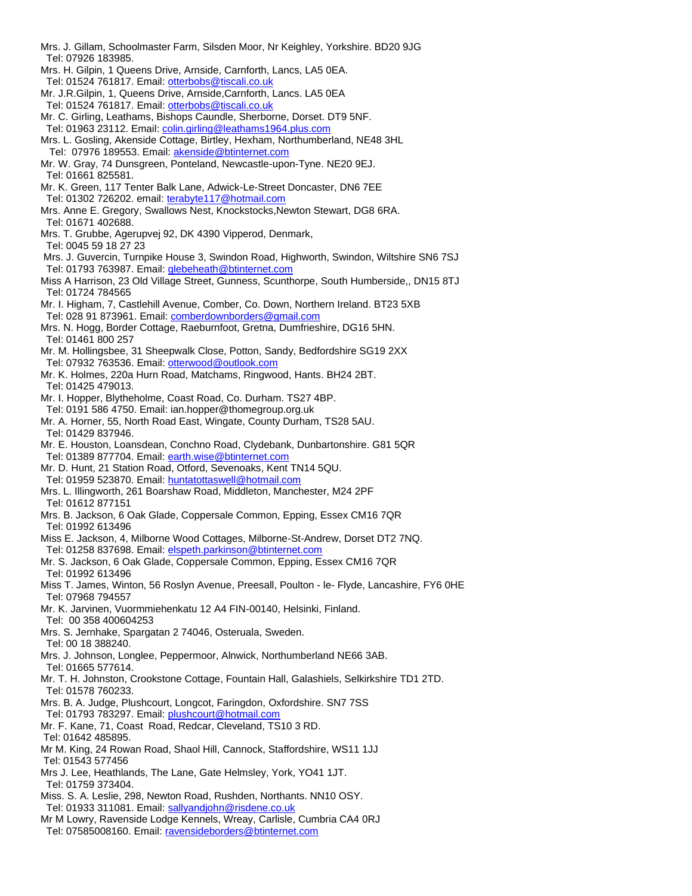Mrs. J. Gillam, Schoolmaster Farm, Silsden Moor, Nr Keighley, Yorkshire. BD20 9JG
Tel: 07926 183985.

Mrs. H. Gilpin, 1 Queens Drive, Arnside, Carnforth, Lancs, LA5 0EA.
Tel: 01524 761817. Email: otterbobs@tiscali.co.uk

Mr. J.R.Gilpin, 1, Queens Drive, Arnside,Carnforth, Lancs. LA5 0EA
Tel: 01524 761817. Email: otterbobs@tiscali.co.uk

Mr. C. Girling, Leathams, Bishops Caundle, Sherborne, Dorset. DT9 5NF.
Tel: 01963 23112. Email: colin.girling@leathams1964.plus.com

Mrs. L. Gosling, Akenside Cottage, Birtley, Hexham, Northumberland, NE48 3HL
Tel: 07976 189553. Email: akenside@btinternet.com

Mr. W. Gray, 74 Dunsgreen, Ponteland, Newcastle-upon-Tyne. NE20 9EJ.
Tel: 01661 825581.

Mr. K. Green, 117 Tenter Balk Lane, Adwick-Le-Street Doncaster, DN6 7EE
Tel: 01302 726202. email: terabyte117@hotmail.com

Mrs. Anne E. Gregory, Swallows Nest, Knockstocks,Newton Stewart, DG8 6RA.
Tel: 01671 402688.

Mrs. T. Grubbe, Agerupvej 92, DK 4390 Vipperod, Denmark,
Tel: 0045 59 18 27 23

Mrs. J. Guvercin, Turnpike House 3, Swindon Road, Highworth, Swindon, Wiltshire SN6 7SJ
Tel: 01793 763987. Email: glebeheath@btinternet.com

Miss A Harrison, 23 Old Village Street, Gunness, Scunthorpe, South Humberside,, DN15 8TJ
Tel: 01724 784565

Mr. I. Higham, 7, Castlehill Avenue, Comber, Co. Down, Northern Ireland. BT23 5XB
Tel: 028 91 873961. Email: comberdownborders@gmail.com

Mrs. N. Hogg, Border Cottage, Raeburnfoot, Gretna, Dumfrieshire, DG16 5HN.
Tel: 01461 800 257

Mr. M. Hollingsbee, 31 Sheepwalk Close, Potton, Sandy, Bedfordshire SG19 2XX
Tel: 07932 763536. Email: otterwood@outlook.com

Mr. K. Holmes, 220a Hurn Road, Matchams, Ringwood, Hants. BH24 2BT.
Tel: 01425 479013.

Mr. I. Hopper, Blytheholme, Coast Road, Co. Durham. TS27 4BP.
Tel: 0191 586 4750. Email: ian.hopper@thomegroup.org.uk

Mr. A. Horner, 55, North Road East, Wingate, County Durham, TS28 5AU.
Tel: 01429 837946.

Mr. E. Houston, Loansdean, Conchno Road, Clydebank, Dunbartonshire. G81 5QR
Tel: 01389 877704. Email: earth.wise@btinternet.com

Mr. D. Hunt, 21 Station Road, Otford, Sevenoaks, Kent TN14 5QU.
Tel: 01959 523870. Email: huntatottaswell@hotmail.com

Mrs. L. Illingworth, 261 Boarshaw Road, Middleton, Manchester, M24 2PF
Tel: 01612 877151

Mrs. B. Jackson, 6 Oak Glade, Coppersale Common, Epping, Essex CM16 7QR
Tel: 01992 613496

Miss E. Jackson, 4, Milborne Wood Cottages, Milborne-St-Andrew, Dorset DT2 7NQ.
Tel: 01258 837698. Email: elspeth.parkinson@btinternet.com

Mr. S. Jackson, 6 Oak Glade, Coppersale Common, Epping, Essex CM16 7QR
Tel: 01992 613496

Miss T. James, Winton, 56 Roslyn Avenue, Preesall, Poulton - le- Flyde, Lancashire, FY6 0HE
Tel: 07968 794557

Mr. K. Jarvinen, Vuormmiehenkatu 12 A4 FIN-00140, Helsinki, Finland.
Tel: 00 358 400604253

Mrs. S. Jernhake, Spargatan 2 74046, Osteruala, Sweden.
Tel: 00 18 388240.

Mrs. J. Johnson, Longlee, Peppermoor, Alnwick, Northumberland NE66 3AB.
Tel: 01665 577614.

Mr. T. H. Johnston, Crookstone Cottage, Fountain Hall, Galashiels, Selkirkshire TD1 2TD.
Tel: 01578 760233.

Mrs. B. A. Judge, Plushcourt, Longcot, Faringdon, Oxfordshire. SN7 7SS
Tel: 01793 783297. Email: plushcourt@hotmail.com

Mr. F. Kane, 71, Coast Road, Redcar, Cleveland, TS10 3 RD.
Tel: 01642 485895.

Mr M. King, 24 Rowan Road, Shaol Hill, Cannock, Staffordshire, WS11 1JJ
Tel: 01543 577456

Mrs J. Lee, Heathlands, The Lane, Gate Helmsley, York, YO41 1JT.
Tel: 01759 373404.

Miss. S. A. Leslie, 298, Newton Road, Rushden, Northants. NN10 OSY.
Tel: 01933 311081. Email: sallyandjohn@risdene.co.uk

Mr M Lowry, Ravenside Lodge Kennels, Wreay, Carlisle, Cumbria CA4 0RJ
Tel: 07585008160. Email: ravensideborders@btinternet.com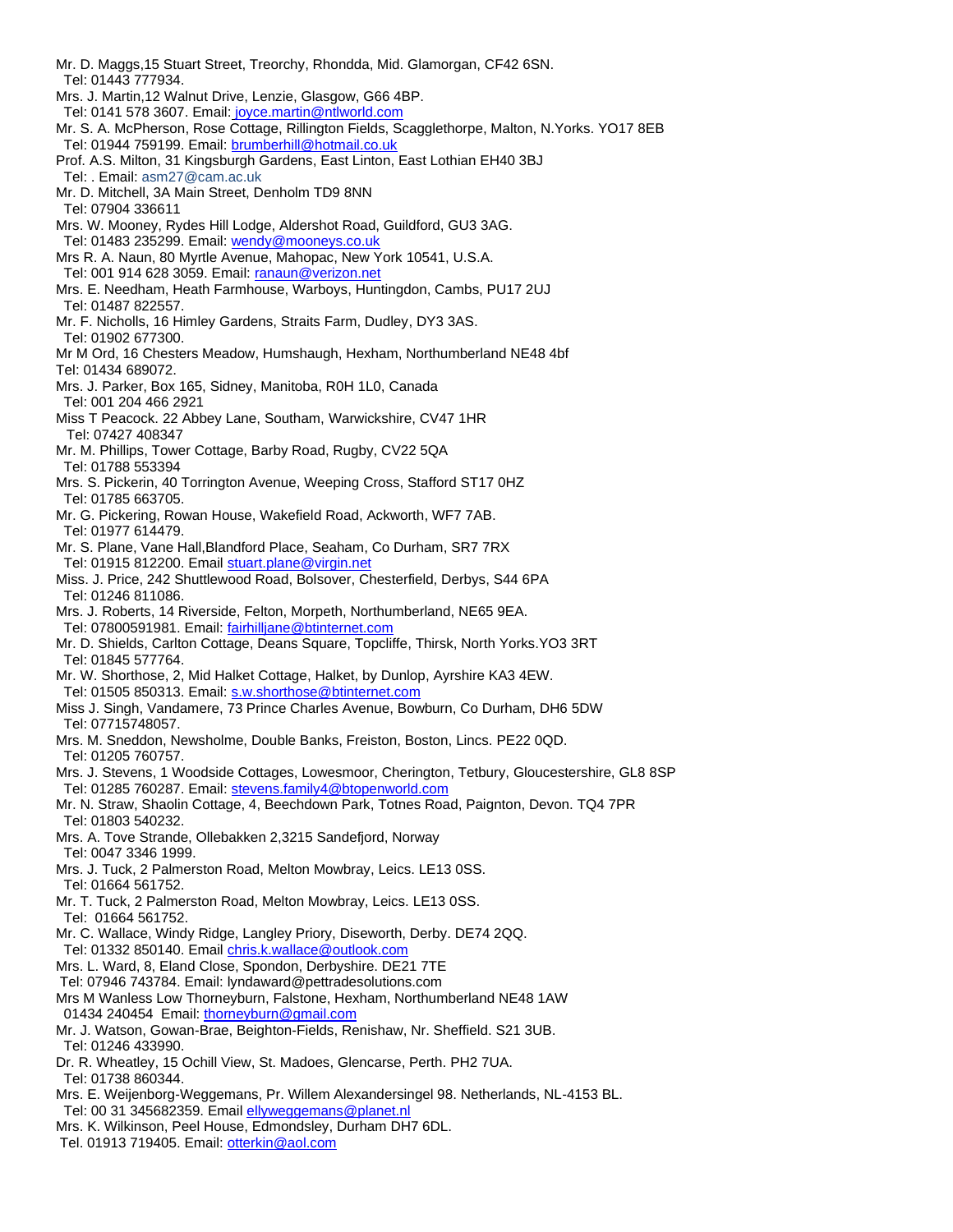Mr. D. Maggs,15 Stuart Street, Treorchy, Rhondda, Mid. Glamorgan, CF42 6SN.
Tel: 01443 777934.

Mrs. J. Martin,12 Walnut Drive, Lenzie, Glasgow, G66 4BP.
Tel: 0141 578 3607. Email: joyce.martin@ntlworld.com

Mr. S. A. McPherson, Rose Cottage, Rillington Fields, Scagglethorpe, Malton, N.Yorks. YO17 8EB
Tel: 01944 759199. Email: brumberhill@hotmail.co.uk

Prof. A.S. Milton, 31 Kingsburgh Gardens, East Linton, East Lothian EH40 3BJ
Tel: . Email: asm27@cam.ac.uk

Mr. D. Mitchell, 3A Main Street, Denholm TD9 8NN
Tel: 07904 336611

Mrs. W. Mooney, Rydes Hill Lodge, Aldershot Road, Guildford, GU3 3AG.
Tel: 01483 235299. Email: wendy@mooneys.co.uk

Mrs R. A. Naun, 80 Myrtle Avenue, Mahopac, New York 10541, U.S.A.
Tel: 001 914 628 3059. Email: ranaun@verizon.net

Mrs. E. Needham, Heath Farmhouse, Warboys, Huntingdon, Cambs, PU17 2UJ
Tel: 01487 822557.

Mr. F. Nicholls, 16 Himley Gardens, Straits Farm, Dudley, DY3 3AS.
Tel: 01902 677300.

Mr M Ord, 16 Chesters Meadow, Humshaugh, Hexham, Northumberland NE48 4bf
Tel: 01434 689072.

Mrs. J. Parker, Box 165, Sidney, Manitoba, R0H 1L0, Canada
Tel: 001 204 466 2921

Miss T Peacock. 22 Abbey Lane, Southam, Warwickshire, CV47 1HR
Tel: 07427 408347

Mr. M. Phillips, Tower Cottage, Barby Road, Rugby, CV22 5QA
Tel: 01788 553394

Mrs. S. Pickerin, 40 Torrington Avenue, Weeping Cross, Stafford ST17 0HZ
Tel: 01785 663705.

Mr. G. Pickering, Rowan House, Wakefield Road, Ackworth, WF7 7AB.
Tel: 01977 614479.

Mr. S. Plane, Vane Hall,Blandford Place, Seaham, Co Durham, SR7 7RX
Tel: 01915 812200. Email stuart.plane@virgin.net

Miss. J. Price, 242 Shuttlewood Road, Bolsover, Chesterfield, Derbys, S44 6PA
Tel: 01246 811086.

Mrs. J. Roberts, 14 Riverside, Felton, Morpeth, Northumberland, NE65 9EA.
Tel: 07800591981. Email: fairhilljane@btinternet.com

Mr. D. Shields, Carlton Cottage, Deans Square, Topcliffe, Thirsk, North Yorks.YO3 3RT
Tel: 01845 577764.

Mr. W. Shorthose, 2, Mid Halket Cottage, Halket, by Dunlop, Ayrshire KA3 4EW.
Tel: 01505 850313. Email: s.w.shorthose@btinternet.com

Miss J. Singh, Vandamere, 73 Prince Charles Avenue, Bowburn, Co Durham, DH6 5DW
Tel: 07715748057.

Mrs. M. Sneddon, Newsholme, Double Banks, Freiston, Boston, Lincs. PE22 0QD.
Tel: 01205 760757.

Mrs. J. Stevens, 1 Woodside Cottages, Lowesmoor, Cherington, Tetbury, Gloucestershire, GL8 8SP
Tel: 01285 760287. Email: stevens.family4@btopenworld.com

Mr. N. Straw, Shaolin Cottage, 4, Beechdown Park, Totnes Road, Paignton, Devon. TQ4 7PR
Tel: 01803 540232.

Mrs. A. Tove Strande, Ollebakken 2,3215 Sandefjord, Norway
Tel: 0047 3346 1999.

Mrs. J. Tuck, 2 Palmerston Road, Melton Mowbray, Leics. LE13 0SS.
Tel: 01664 561752.

Mr. T. Tuck, 2 Palmerston Road, Melton Mowbray, Leics. LE13 0SS.
Tel: 01664 561752.

Mr. C. Wallace, Windy Ridge, Langley Priory, Diseworth, Derby. DE74 2QQ.
Tel: 01332 850140. Email chris.k.wallace@outlook.com

Mrs. L. Ward, 8, Eland Close, Spondon, Derbyshire. DE21 7TE
Tel: 07946 743784. Email: lyndaward@pettradesolutions.com

Mrs M Wanless Low Thorneyburn, Falstone, Hexham, Northumberland NE48 1AW
01434 240454 Email: thorneyburn@gmail.com

Mr. J. Watson, Gowan-Brae, Beighton-Fields, Renishaw, Nr. Sheffield. S21 3UB.
Tel: 01246 433990.

Dr. R. Wheatley, 15 Ochill View, St. Madoes, Glencarse, Perth. PH2 7UA.
Tel: 01738 860344.

Mrs. E. Weijenborg-Weggemans, Pr. Willem Alexandersingel 98. Netherlands, NL-4153 BL.
Tel: 00 31 345682359. Email ellyweggemans@planet.nl

Mrs. K. Wilkinson, Peel House, Edmondsley, Durham DH7 6DL.
Tel. 01913 719405. Email: otterkin@aol.com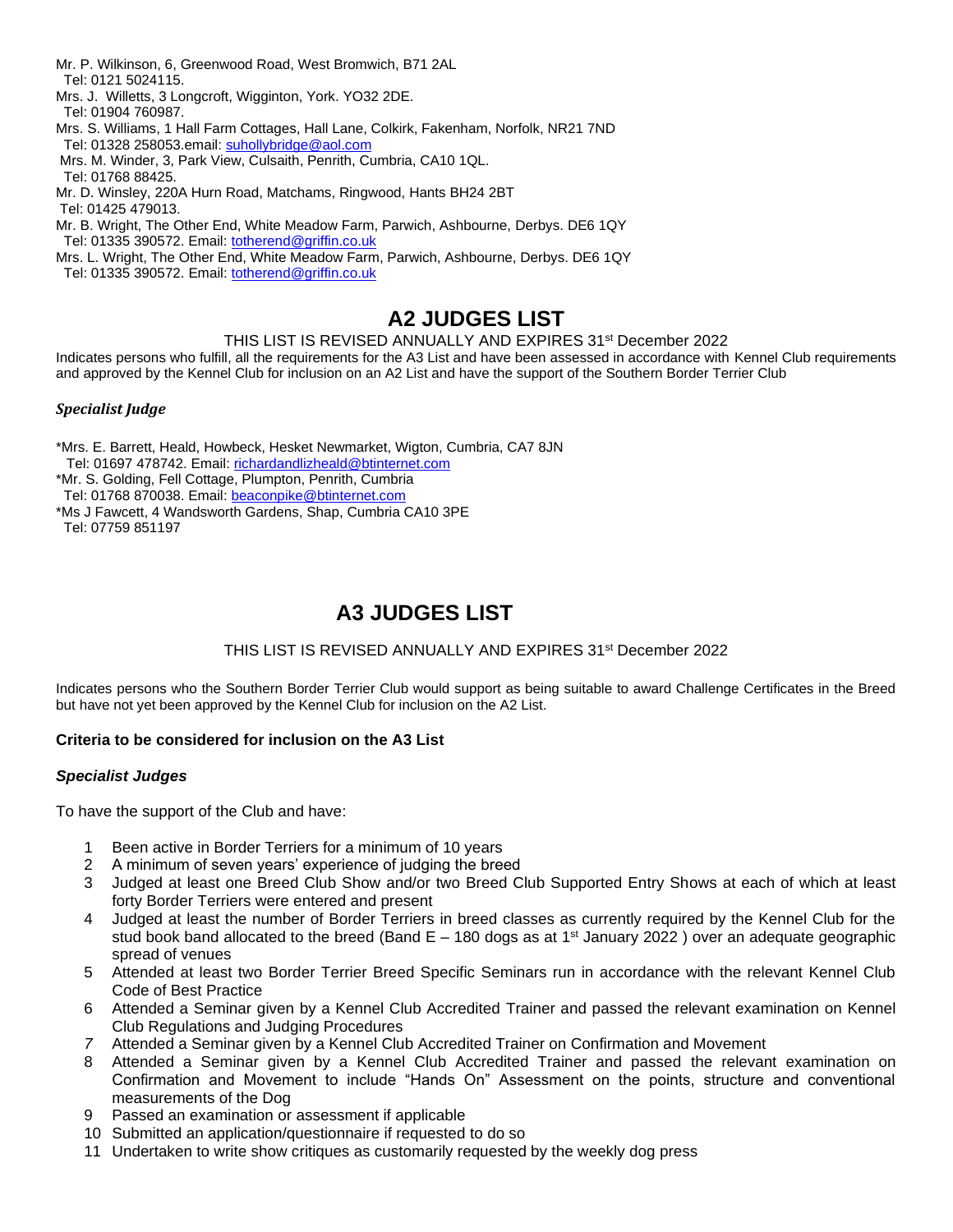Mr. P. Wilkinson, 6, Greenwood Road, West Bromwich, B71 2AL
Tel: 0121 5024115.
Mrs. J. Willetts, 3 Longcroft, Wigginton, York. YO32 2DE.
Tel: 01904 760987.
Mrs. S. Williams, 1 Hall Farm Cottages, Hall Lane, Colkirk, Fakenham, Norfolk, NR21 7ND
Tel: 01328 258053.email: suhollybridge@aol.com
Mrs. M. Winder, 3, Park View, Culsaith, Penrith, Cumbria, CA10 1QL.
Tel: 01768 88425.
Mr. D. Winsley, 220A Hurn Road, Matchams, Ringwood, Hants BH24 2BT
Tel: 01425 479013.
Mr. B. Wright, The Other End, White Meadow Farm, Parwich, Ashbourne, Derbys. DE6 1QY
Tel: 01335 390572. Email: totherend@griffin.co.uk
Mrs. L. Wright, The Other End, White Meadow Farm, Parwich, Ashbourne, Derbys. DE6 1QY
Tel: 01335 390572. Email: totherend@griffin.co.uk

# A2 JUDGES LIST

THIS LIST IS REVISED ANNUALLY AND EXPIRES 31st December 2022

Indicates persons who fulfill, all the requirements for the A3 List and have been assessed in accordance with Kennel Club requirements and approved by the Kennel Club for inclusion on an A2 List and have the support of the Southern Border Terrier Club

***Specialist Judge***

*Mrs. E. Barrett, Heald, Howbeck, Hesket Newmarket, Wigton, Cumbria, CA7 8JN
Tel: 01697 478742. Email: richardandlizheald@btinternet.com
*Mr. S. Golding, Fell Cottage, Plumpton, Penrith, Cumbria
Tel: 01768 870038. Email: beaconpike@btinternet.com
*Ms J Fawcett, 4 Wandsworth Gardens, Shap, Cumbria CA10 3PE
Tel: 07759 851197

# A3 JUDGES LIST

THIS LIST IS REVISED ANNUALLY AND EXPIRES 31st December 2022

Indicates persons who the Southern Border Terrier Club would support as being suitable to award Challenge Certificates in the Breed but have not yet been approved by the Kennel Club for inclusion on the A2 List.

**Criteria to be considered for inclusion on the A3 List**

***Specialist Judges***

To have the support of the Club and have:

1. Been active in Border Terriers for a minimum of 10 years
2. A minimum of seven years' experience of judging the breed
3. Judged at least one Breed Club Show and/or two Breed Club Supported Entry Shows at each of which at least forty Border Terriers were entered and present
4. Judged at least the number of Border Terriers in breed classes as currently required by the Kennel Club for the stud book band allocated to the breed (Band E – 180 dogs as at 1st January 2022 ) over an adequate geographic spread of venues
5. Attended at least two Border Terrier Breed Specific Seminars run in accordance with the relevant Kennel Club Code of Best Practice
6. Attended a Seminar given by a Kennel Club Accredited Trainer and passed the relevant examination on Kennel Club Regulations and Judging Procedures
7. Attended a Seminar given by a Kennel Club Accredited Trainer on Confirmation and Movement
8. Attended a Seminar given by a Kennel Club Accredited Trainer and passed the relevant examination on Confirmation and Movement to include "Hands On" Assessment on the points, structure and conventional measurements of the Dog
9. Passed an examination or assessment if applicable
10. Submitted an application/questionnaire if requested to do so
11. Undertaken to write show critiques as customarily requested by the weekly dog press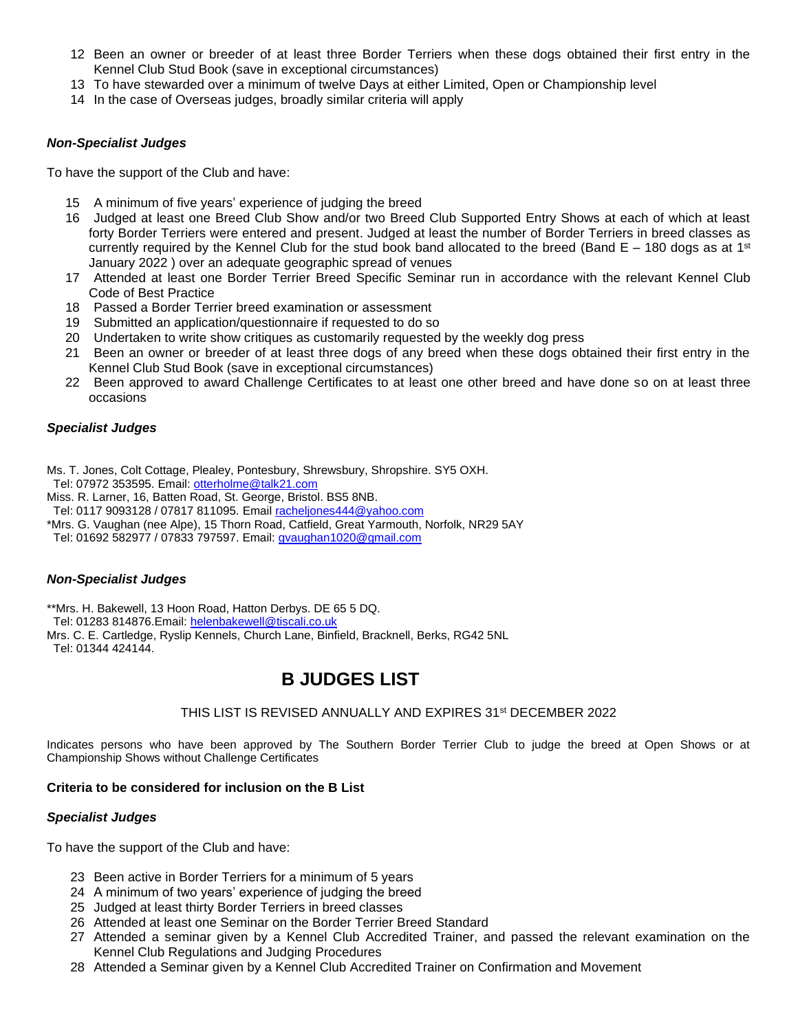12 Been an owner or breeder of at least three Border Terriers when these dogs obtained their first entry in the Kennel Club Stud Book (save in exceptional circumstances)
13 To have stewarded over a minimum of twelve Days at either Limited, Open or Championship level
14 In the case of Overseas judges, broadly similar criteria will apply

***Non-Specialist Judges***

To have the support of the Club and have:

15 A minimum of five years' experience of judging the breed
16 Judged at least one Breed Club Show and/or two Breed Club Supported Entry Shows at each of which at least forty Border Terriers were entered and present. Judged at least the number of Border Terriers in breed classes as currently required by the Kennel Club for the stud book band allocated to the breed (Band E – 180 dogs as at 1st January 2022 ) over an adequate geographic spread of venues
17 Attended at least one Border Terrier Breed Specific Seminar run in accordance with the relevant Kennel Club Code of Best Practice
18 Passed a Border Terrier breed examination or assessment
19 Submitted an application/questionnaire if requested to do so
20 Undertaken to write show critiques as customarily requested by the weekly dog press
21 Been an owner or breeder of at least three dogs of any breed when these dogs obtained their first entry in the Kennel Club Stud Book (save in exceptional circumstances)
22 Been approved to award Challenge Certificates to at least one other breed and have done so on at least three occasions

***Specialist Judges***

Ms. T. Jones, Colt Cottage, Plealey, Pontesbury, Shrewsbury, Shropshire. SY5 OXH.
Tel: 07972 353595. Email: otterholme@talk21.com
Miss. R. Larner, 16, Batten Road, St. George, Bristol. BS5 8NB.
Tel: 0117 9093128 / 07817 811095. Email racheljones444@yahoo.com
*Mrs. G. Vaughan (nee Alpe), 15 Thorn Road, Catfield, Great Yarmouth, Norfolk, NR29 5AY
Tel: 01692 582977 / 07833 797597. Email: gvaughan1020@gmail.com

***Non-Specialist Judges***

**Mrs. H. Bakewell, 13 Hoon Road, Hatton Derbys. DE 65 5 DQ.
Tel: 01283 814876.Email: helenbakewell@tiscali.co.uk
Mrs. C. E. Cartledge, Ryslip Kennels, Church Lane, Binfield, Bracknell, Berks, RG42 5NL
Tel: 01344 424144.

# B JUDGES LIST

THIS LIST IS REVISED ANNUALLY AND EXPIRES 31st DECEMBER 2022

Indicates persons who have been approved by The Southern Border Terrier Club to judge the breed at Open Shows or at Championship Shows without Challenge Certificates

**Criteria to be considered for inclusion on the B List**

***Specialist Judges***

To have the support of the Club and have:

23 Been active in Border Terriers for a minimum of 5 years
24 A minimum of two years' experience of judging the breed
25 Judged at least thirty Border Terriers in breed classes
26 Attended at least one Seminar on the Border Terrier Breed Standard
27 Attended a seminar given by a Kennel Club Accredited Trainer, and passed the relevant examination on the Kennel Club Regulations and Judging Procedures
28 Attended a Seminar given by a Kennel Club Accredited Trainer on Confirmation and Movement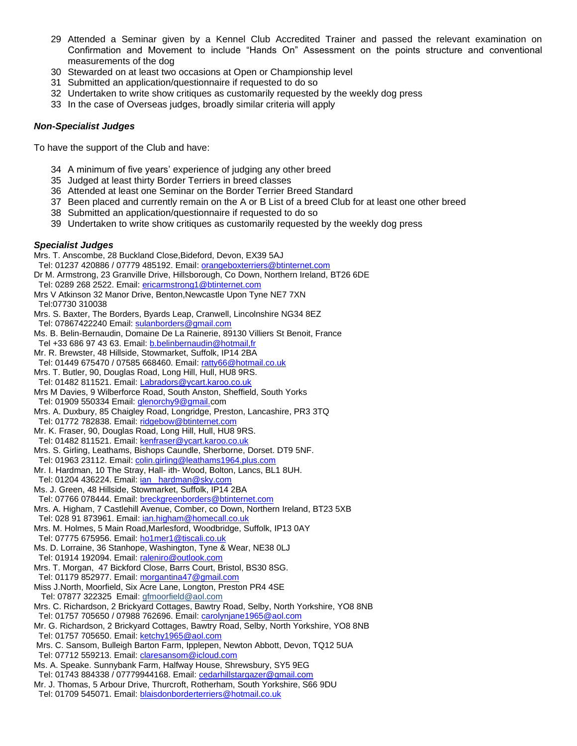29. Attended a Seminar given by a Kennel Club Accredited Trainer and passed the relevant examination on Confirmation and Movement to include "Hands On" Assessment on the points structure and conventional measurements of the dog
30. Stewarded on at least two occasions at Open or Championship level
31. Submitted an application/questionnaire if requested to do so
32. Undertaken to write show critiques as customarily requested by the weekly dog press
33. In the case of Overseas judges, broadly similar criteria will apply

***Non-Specialist Judges***

To have the support of the Club and have:

34. A minimum of five years' experience of judging any other breed
35. Judged at least thirty Border Terriers in breed classes
36. Attended at least one Seminar on the Border Terrier Breed Standard
37. Been placed and currently remain on the A or B List of a breed Club for at least one other breed
38. Submitted an application/questionnaire if requested to do so
39. Undertaken to write show critiques as customarily requested by the weekly dog press

***Specialist Judges***

Mrs. T. Anscombe, 28 Buckland Close,Bideford, Devon, EX39 5AJ
Tel: 01237 420886 / 07779 485192. Email: orangeboxterriers@btinternet.com

Dr M. Armstrong, 23 Granville Drive, Hillsborough, Co Down, Northern Ireland, BT26 6DE
Tel: 0289 268 2522. Email: ericarmstrong1@btinternet.com

Mrs V Atkinson 32 Manor Drive, Benton,Newcastle Upon Tyne NE7 7XN
Tel:07730 310038

Mrs. S. Baxter, The Borders, Byards Leap, Cranwell, Lincolnshire NG34 8EZ
Tel: 07867422240 Email: sulanborders@gmail.com

Ms. B. Belin-Bernaudin, Domaine De La Rainerie, 89130 Villiers St Benoit, France
Tel +33 686 97 43 63. Email: b.belinbernaudin@hotmail,fr

Mr. R. Brewster, 48 Hillside, Stowmarket, Suffolk, IP14 2BA
Tel: 01449 675470 / 07585 668460. Email: ratty66@hotmail.co.uk

Mrs. T. Butler, 90, Douglas Road, Long Hill, Hull, HU8 9RS.
Tel: 01482 811521. Email: Labradors@ycart.karoo.co.uk

Mrs M Davies, 9 Wilberforce Road, South Anston, Sheffield, South Yorks
Tel: 01909 550334 Email: glenorchy9@gmail.com

Mrs. A. Duxbury, 85 Chaigley Road, Longridge, Preston, Lancashire, PR3 3TQ
Tel: 01772 782838. Email: ridgebow@btinternet.com

Mr. K. Fraser, 90, Douglas Road, Long Hill, Hull, HU8 9RS.
Tel: 01482 811521. Email: kenfraser@ycart.karoo.co.uk

Mrs. S. Girling, Leathams, Bishops Caundle, Sherborne, Dorset. DT9 5NF.
Tel: 01963 23112. Email: colin.girling@leathams1964.plus.com

Mr. I. Hardman, 10 The Stray, Hall- ith- Wood, Bolton, Lancs, BL1 8UH.
Tel: 01204 436224. Email: ian_hardman@sky.com

Ms. J. Green, 48 Hillside, Stowmarket, Suffolk, IP14 2BA
Tel: 07766 078444. Email: breckgreenborders@btinternet.com

Mrs. A. Higham, 7 Castlehill Avenue, Comber, co Down, Northern Ireland, BT23 5XB
Tel: 028 91 873961. Email: ian.higham@homecall.co.uk

Mrs. M. Holmes, 5 Main Road,Marlesford, Woodbridge, Suffolk, IP13 0AY
Tel: 07775 675956. Email: ho1mer1@tiscali.co.uk

Ms. D. Lorraine, 36 Stanhope, Washington, Tyne & Wear, NE38 0LJ
Tel: 01914 192094. Email: raleniro@outlook.com

Mrs. T. Morgan, 47 Bickford Close, Barrs Court, Bristol, BS30 8SG.
Tel: 01179 852977. Email: morgantina47@gmail.com

Miss J.North, Moorfield, Six Acre Lane, Longton, Preston PR4 4SE
Tel: 07877 322325 Email: gfmoorfield@aol.com

Mrs. C. Richardson, 2 Brickyard Cottages, Bawtry Road, Selby, North Yorkshire, YO8 8NB
Tel: 01757 705650 / 07988 762696. Email: carolynjane1965@aol.com

Mr. G. Richardson, 2 Brickyard Cottages, Bawtry Road, Selby, North Yorkshire, YO8 8NB
Tel: 01757 705650. Email: ketchy1965@aol.com

Mrs. C. Sansom, Bulleigh Barton Farm, Ipplepen, Newton Abbott, Devon, TQ12 5UA
Tel: 07712 559213. Email: claresansom@icloud.com

Ms. A. Speake. Sunnybank Farm, Halfway House, Shrewsbury, SY5 9EG
Tel: 01743 884338 / 07779944168. Email: cedarhillstargazer@gmail.com

Mr. J. Thomas, 5 Arbour Drive, Thurcroft, Rotherham, South Yorkshire, S66 9DU
Tel: 01709 545071. Email: blaisdonborderterriers@hotmail.co.uk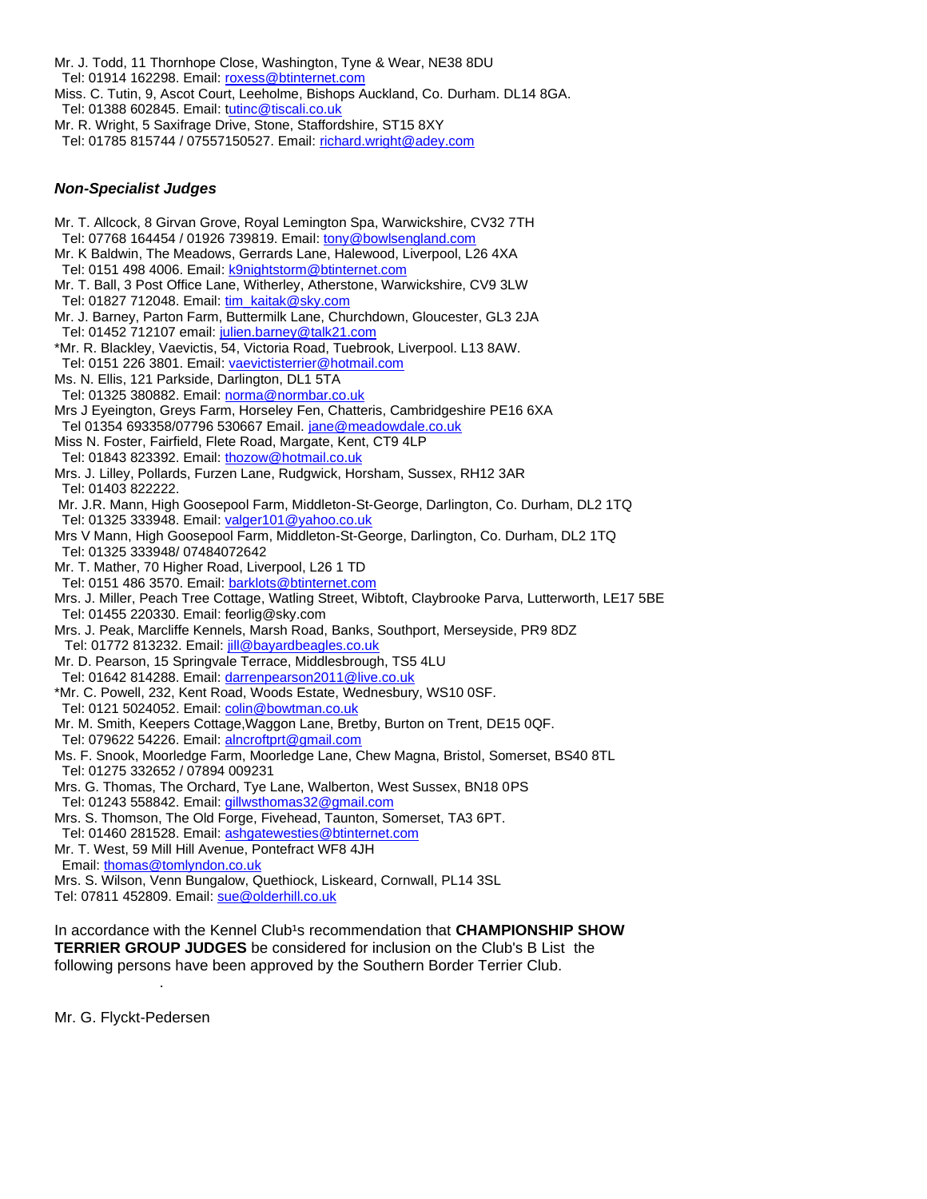Mr. J. Todd, 11 Thornhope Close, Washington, Tyne & Wear, NE38 8DU
Tel: 01914 162298. Email: roxess@btinternet.com
Miss. C. Tutin, 9, Ascot Court, Leeholme, Bishops Auckland, Co. Durham. DL14 8GA.
Tel: 01388 602845. Email: tutinc@tiscali.co.uk
Mr. R. Wright, 5 Saxifrage Drive, Stone, Staffordshire, ST15 8XY
Tel: 01785 815744 / 07557150527. Email: richard.wright@adey.com

### *Non-Specialist Judges*

Mr. T. Allcock, 8 Girvan Grove, Royal Lemington Spa, Warwickshire, CV32 7TH
Tel: 07768 164454 / 01926 739819. Email: tony@bowlsengland.com
Mr. K Baldwin, The Meadows, Gerrards Lane, Halewood, Liverpool, L26 4XA
Tel: 0151 498 4006. Email: k9nightstorm@btinternet.com
Mr. T. Ball, 3 Post Office Lane, Witherley, Atherstone, Warwickshire, CV9 3LW
Tel: 01827 712048. Email: tim_kaitak@sky.com
Mr. J. Barney, Parton Farm, Buttermilk Lane, Churchdown, Gloucester, GL3 2JA
Tel: 01452 712107 email: julien.barney@talk21.com
*Mr. R. Blackley, Vaevictis, 54, Victoria Road, Tuebrook, Liverpool. L13 8AW.
Tel: 0151 226 3801. Email: vaevictisterrier@hotmail.com
Ms. N. Ellis, 121 Parkside, Darlington, DL1 5TA
Tel: 01325 380882. Email: norma@normbar.co.uk
Mrs J Eyeington, Greys Farm, Horseley Fen, Chatteris, Cambridgeshire PE16 6XA
Tel 01354 693358/07796 530667 Email. jane@meadowdale.co.uk
Miss N. Foster, Fairfield, Flete Road, Margate, Kent, CT9 4LP
Tel: 01843 823392. Email: thozow@hotmail.co.uk
Mrs. J. Lilley, Pollards, Furzen Lane, Rudgwick, Horsham, Sussex, RH12 3AR
Tel: 01403 822222.
Mr. J.R. Mann, High Goosepool Farm, Middleton-St-George, Darlington, Co. Durham, DL2 1TQ
Tel: 01325 333948. Email: valger101@yahoo.co.uk
Mrs V Mann, High Goosepool Farm, Middleton-St-George, Darlington, Co. Durham, DL2 1TQ
Tel: 01325 333948/ 07484072642
Mr. T. Mather, 70 Higher Road, Liverpool, L26 1 TD
Tel: 0151 486 3570. Email: barklots@btinternet.com
Mrs. J. Miller, Peach Tree Cottage, Watling Street, Wibtoft, Claybrooke Parva, Lutterworth, LE17 5BE
Tel: 01455 220330. Email: feorlig@sky.com
Mrs. J. Peak, Marcliffe Kennels, Marsh Road, Banks, Southport, Merseyside, PR9 8DZ
Tel: 01772 813232. Email: jill@bayardbeagles.co.uk
Mr. D. Pearson, 15 Springvale Terrace, Middlesbrough, TS5 4LU
Tel: 01642 814288. Email: darrenpearson2011@live.co.uk
*Mr. C. Powell, 232, Kent Road, Woods Estate, Wednesbury, WS10 0SF.
Tel: 0121 5024052. Email: colin@bowtman.co.uk
Mr. M. Smith, Keepers Cottage,Waggon Lane, Bretby, Burton on Trent, DE15 0QF.
Tel: 079622 54226. Email: alncroftprt@gmail.com
Ms. F. Snook, Moorledge Farm, Moorledge Lane, Chew Magna, Bristol, Somerset, BS40 8TL
Tel: 01275 332652 / 07894 009231
Mrs. G. Thomas, The Orchard, Tye Lane, Walberton, West Sussex, BN18 0PS
Tel: 01243 558842. Email: gillwsthomas32@gmail.com
Mrs. S. Thomson, The Old Forge, Fivehead, Taunton, Somerset, TA3 6PT.
Tel: 01460 281528. Email: ashgatewesties@btinternet.com
Mr. T. West, 59 Mill Hill Avenue, Pontefract WF8 4JH
Email: thomas@tomlyndon.co.uk
Mrs. S. Wilson, Venn Bungalow, Quethiock, Liskeard, Cornwall, PL14 3SL
Tel: 07811 452809. Email: sue@olderhill.co.uk

In accordance with the Kennel Club¹s recommendation that **CHAMPIONSHIP SHOW TERRIER GROUP JUDGES** be considered for inclusion on the Club's B List the following persons have been approved by the Southern Border Terrier Club.

Mr. G. Flyckt-Pedersen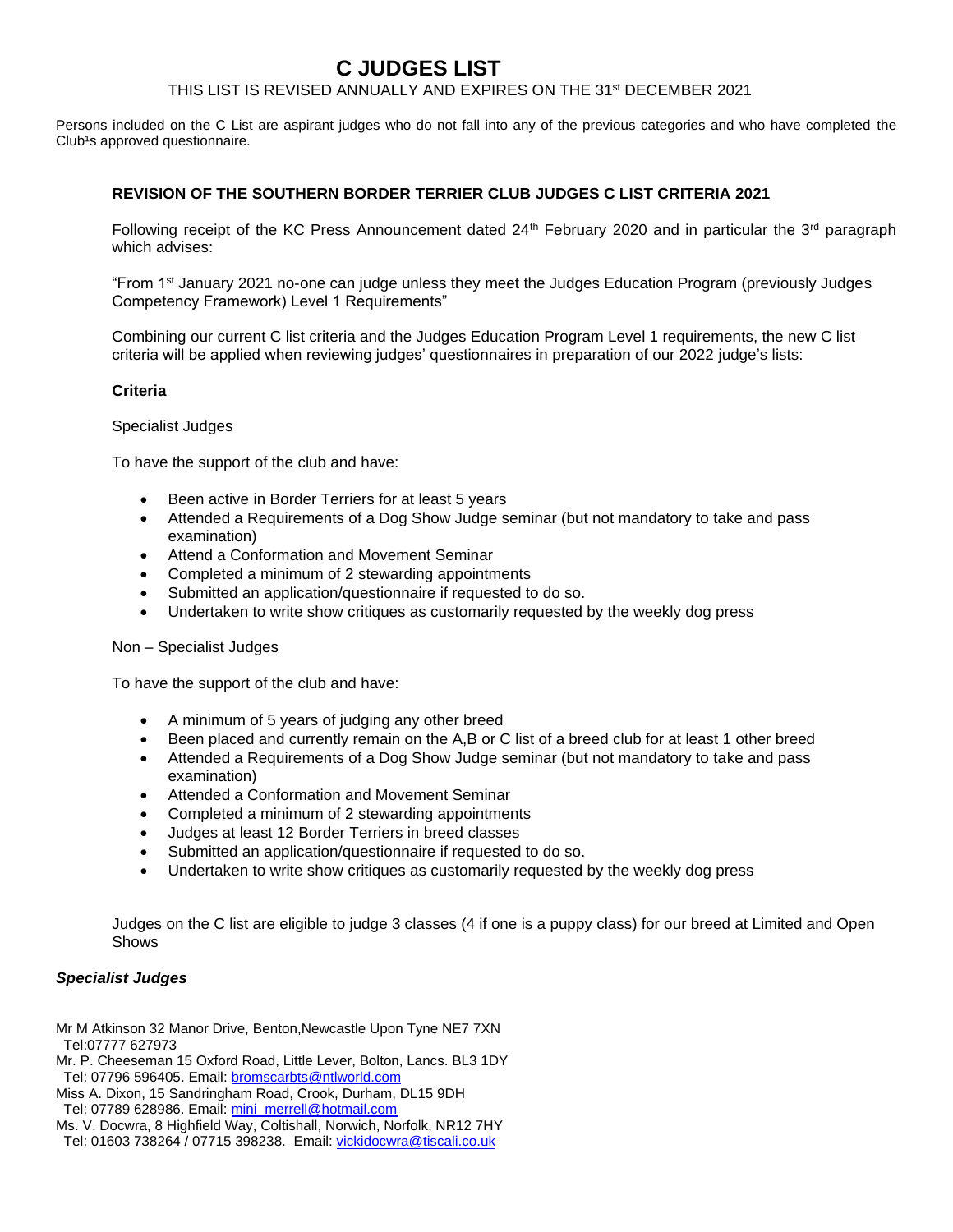# C JUDGES LIST

THIS LIST IS REVISED ANNUALLY AND EXPIRES ON THE 31st DECEMBER 2021

Persons included on the C List are aspirant judges who do not fall into any of the previous categories and who have completed the Club¹s approved questionnaire.

**REVISION OF THE SOUTHERN BORDER TERRIER CLUB JUDGES C LIST CRITERIA 2021**

Following receipt of the KC Press Announcement dated 24th February 2020 and in particular the 3rd paragraph which advises:

"From 1st January 2021 no-one can judge unless they meet the Judges Education Program (previously Judges Competency Framework) Level 1 Requirements"

Combining our current C list criteria and the Judges Education Program Level 1 requirements, the new C list criteria will be applied when reviewing judges' questionnaires in preparation of our 2022 judge's lists:

**Criteria**

Specialist Judges

To have the support of the club and have:

- Been active in Border Terriers for at least 5 years
- Attended a Requirements of a Dog Show Judge seminar (but not mandatory to take and pass examination)
- Attend a Conformation and Movement Seminar
- Completed a minimum of 2 stewarding appointments
- Submitted an application/questionnaire if requested to do so.
- Undertaken to write show critiques as customarily requested by the weekly dog press

Non – Specialist Judges

To have the support of the club and have:

- A minimum of 5 years of judging any other breed
- Been placed and currently remain on the A,B or C list of a breed club for at least 1 other breed
- Attended a Requirements of a Dog Show Judge seminar (but not mandatory to take and pass examination)
- Attended a Conformation and Movement Seminar
- Completed a minimum of 2 stewarding appointments
- Judges at least 12 Border Terriers in breed classes
- Submitted an application/questionnaire if requested to do so.
- Undertaken to write show critiques as customarily requested by the weekly dog press

Judges on the C list are eligible to judge 3 classes (4 if one is a puppy class) for our breed at Limited and Open Shows

***Specialist Judges***

Mr M Atkinson 32 Manor Drive, Benton,Newcastle Upon Tyne NE7 7XN
Tel:07777 627973

Mr. P. Cheeseman 15 Oxford Road, Little Lever, Bolton, Lancs. BL3 1DY
Tel: 07796 596405. Email: bromscarbts@ntlworld.com

Miss A. Dixon, 15 Sandringham Road, Crook, Durham, DL15 9DH
Tel: 07789 628986. Email: mini_merrell@hotmail.com

Ms. V. Docwra, 8 Highfield Way, Coltishall, Norwich, Norfolk, NR12 7HY
Tel: 01603 738264 / 07715 398238. Email: vickidocwra@tiscali.co.uk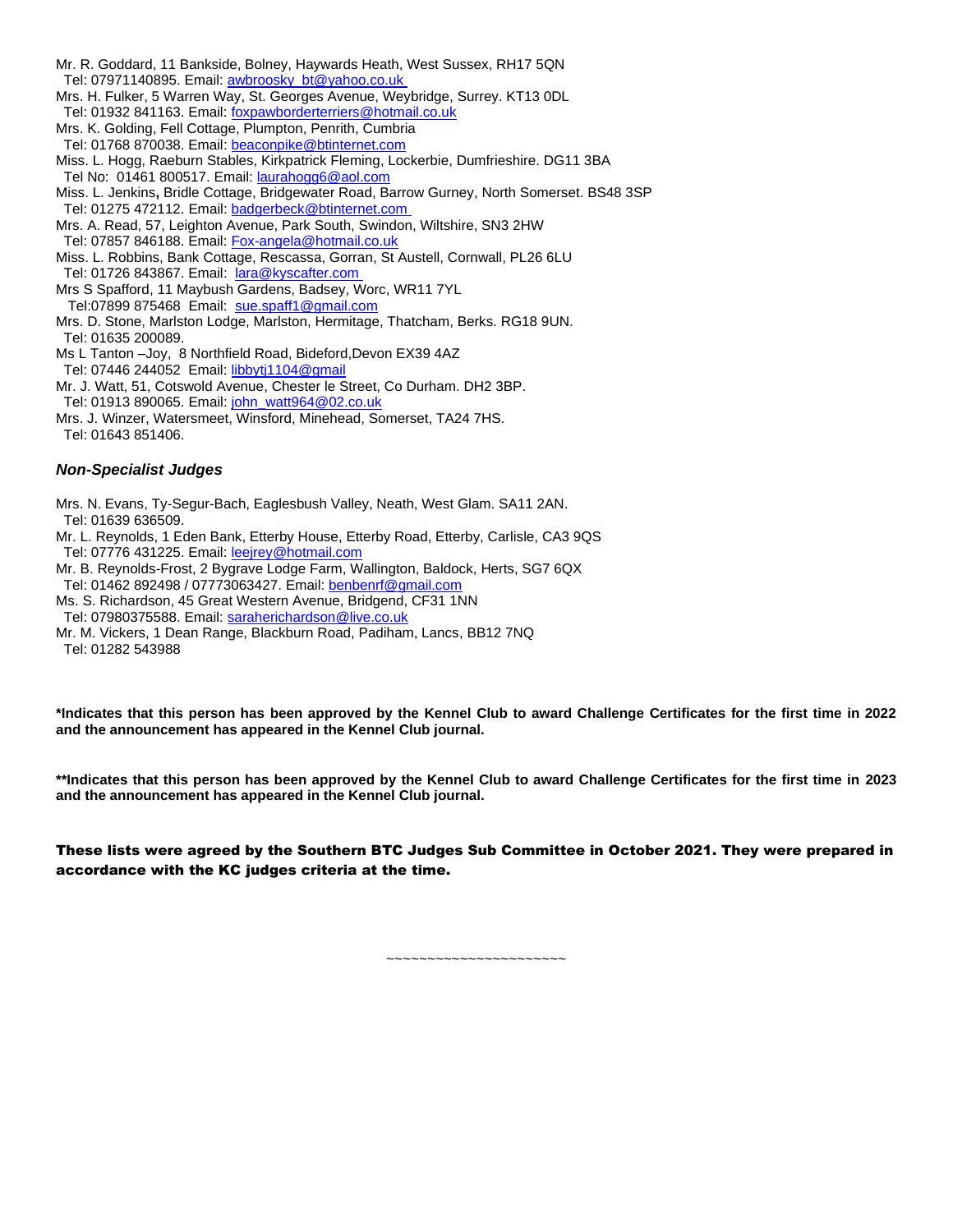Mr. R. Goddard, 11 Bankside, Bolney, Haywards Heath, West Sussex, RH17 5QN
Tel: 07971140895. Email: awbroosky_bt@yahoo.co.uk
Mrs. H. Fulker, 5 Warren Way, St. Georges Avenue, Weybridge, Surrey. KT13 0DL
Tel: 01932 841163. Email: foxpawborderterriers@hotmail.co.uk
Mrs. K. Golding, Fell Cottage, Plumpton, Penrith, Cumbria
Tel: 01768 870038. Email: beaconpike@btinternet.com
Miss. L. Hogg, Raeburn Stables, Kirkpatrick Fleming, Lockerbie, Dumfrieshire. DG11 3BA
Tel No: 01461 800517. Email: laurahogg6@aol.com
Miss. L. Jenkins, Bridle Cottage, Bridgewater Road, Barrow Gurney, North Somerset. BS48 3SP
Tel: 01275 472112. Email: badgerbeck@btinternet.com
Mrs. A. Read, 57, Leighton Avenue, Park South, Swindon, Wiltshire, SN3 2HW
Tel: 07857 846188. Email: Fox-angela@hotmail.co.uk
Miss. L. Robbins, Bank Cottage, Rescassa, Gorran, St Austell, Cornwall, PL26 6LU
Tel: 01726 843867. Email: lara@kyscafter.com
Mrs S Spafford, 11 Maybush Gardens, Badsey, Worc, WR11 7YL
Tel:07899 875468 Email: sue.spaff1@gmail.com
Mrs. D. Stone, Marlston Lodge, Marlston, Hermitage, Thatcham, Berks. RG18 9UN.
Tel: 01635 200089.
Ms L Tanton –Joy, 8 Northfield Road, Bideford,Devon EX39 4AZ
Tel: 07446 244052 Email: libbytj1104@gmail
Mr. J. Watt, 51, Cotswold Avenue, Chester le Street, Co Durham. DH2 3BP.
Tel: 01913 890065. Email: john_watt964@02.co.uk
Mrs. J. Winzer, Watersmeet, Winsford, Minehead, Somerset, TA24 7HS.
Tel: 01643 851406.

### *Non-Specialist Judges*

Mrs. N. Evans, Ty-Segur-Bach, Eaglesbush Valley, Neath, West Glam. SA11 2AN.
Tel: 01639 636509.
Mr. L. Reynolds, 1 Eden Bank, Etterby House, Etterby Road, Etterby, Carlisle, CA3 9QS
Tel: 07776 431225. Email: leejrey@hotmail.com
Mr. B. Reynolds-Frost, 2 Bygrave Lodge Farm, Wallington, Baldock, Herts, SG7 6QX
Tel: 01462 892498 / 07773063427. Email: benbenrf@gmail.com
Ms. S. Richardson, 45 Great Western Avenue, Bridgend, CF31 1NN
Tel: 07980375588. Email: saraherichardson@live.co.uk
Mr. M. Vickers, 1 Dean Range, Blackburn Road, Padiham, Lancs, BB12 7NQ
Tel: 01282 543988

**\*Indicates that this person has been approved by the Kennel Club to award Challenge Certificates for the first time in 2022 and the announcement has appeared in the Kennel Club journal.**

**\*\*Indicates that this person has been approved by the Kennel Club to award Challenge Certificates for the first time in 2023 and the announcement has appeared in the Kennel Club journal.**

**These lists were agreed by the Southern BTC Judges Sub Committee in October 2021. They were prepared in accordance with the KC judges criteria at the time.**

~~~~~~~~~~~~~~~~~~~~~~